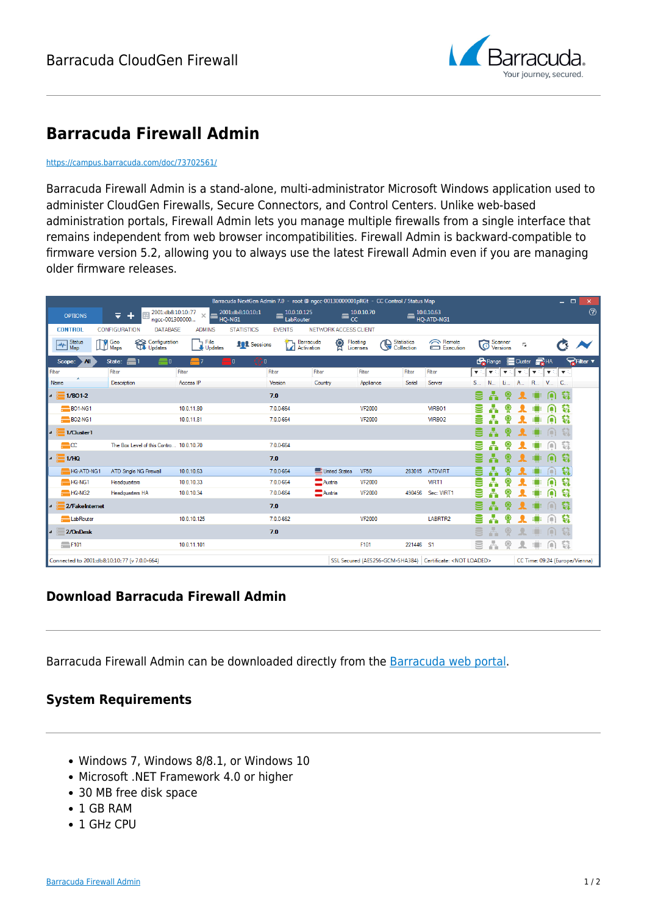# Barracuda Firewall Admin

https://campus.barracuda.com/doc/73702561/

Barracuda Firewall Admin is a stand-alone, multi-administrator Microsoft Windows application used to administer CloudGen Firewalls, Secure Connectors, and Control Centers. Unlike web-based administration portals, Firewall Admin lets you manage multiple firewalls from a single interface that remains independent from web browser incompatibilities. Firewall Admin is backward-compatible to firmware version 5.2, allowing you to always use the latest Firewall Admin even if you are managing older firmware releases.

## Download Barracuda Firewall Admin

Barracuda Firewall Admin can be downloaded directly from the Barracuda web portal.

## System Requirements

- Windows 7, Windows 8/8.1, or Windows 10
- Microsoft .NET Framework 4.0 or higher
- 30 MB free disk space
- 1 GB RAM
- 1 GHz CPU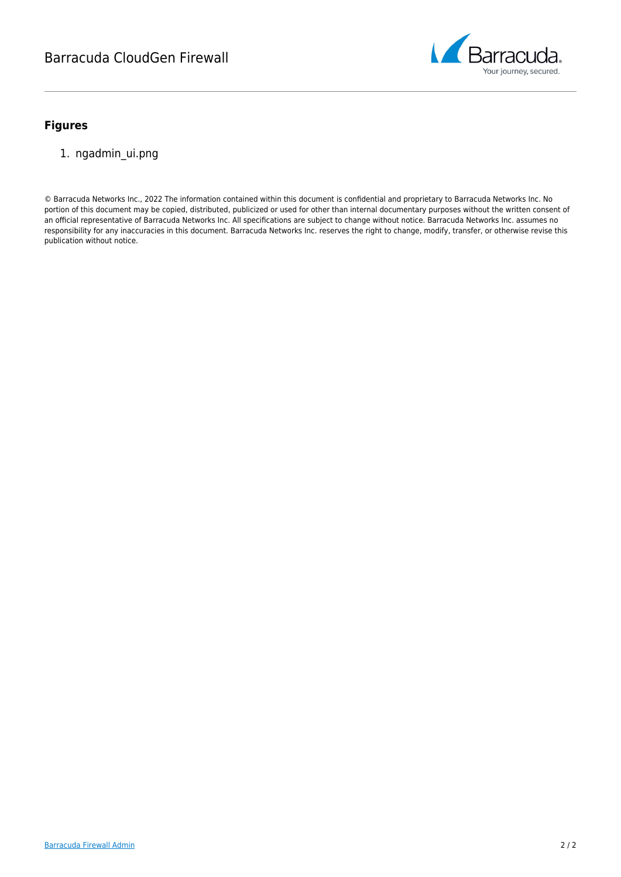## Figures

1. ngadmin_ui.png

© Barracuda Networks Inc., 2022 The information contained within this document is confidential and proprietary to Barracuda Networks Inc. No portion of this document may be copied, distributed, publicized or used for other than internal documentary purposes without the written consent of an official representative of Barracuda Networks Inc. All specifications are subject to change without notice. Barracuda Networks Inc. assumes no responsibility for any inaccuracies in this document. Barracuda Networks Inc. reserves the right to change, modify, transfer, or otherwise revise this publication without notice.